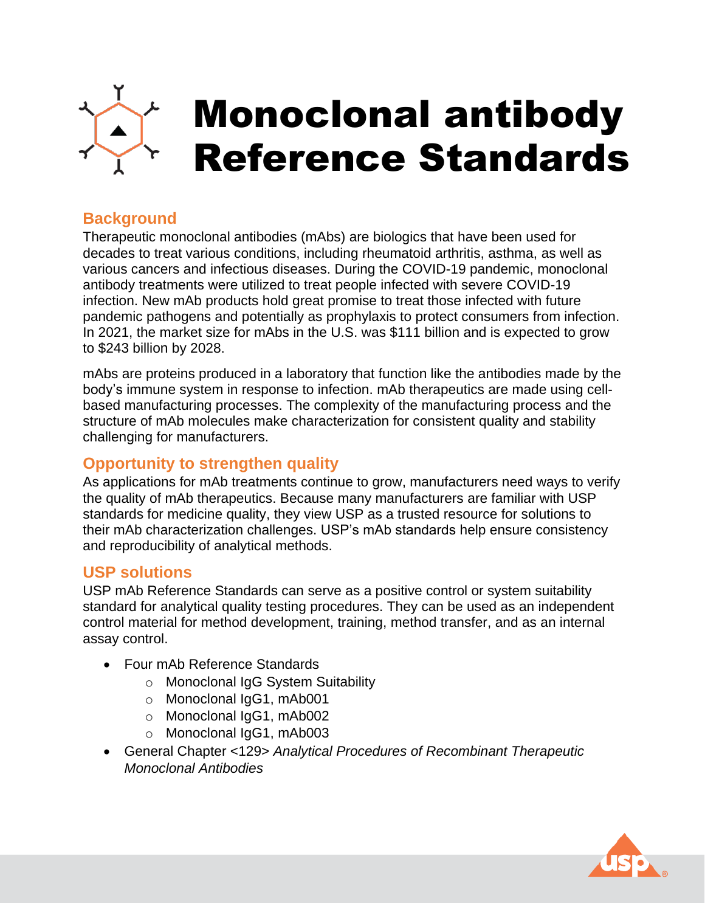# Monoclonal antibody Reference Standards

## Background

Therapeutic monoclonal antibodies (mAbs) are biologics that have been used for decades to treat various conditions, including rheumatoid arthritis, asthma, as well as various cancers and infectious diseases. During the COVID-19 pandemic, monoclonal antibody treatments were utilized to treat people infected with severe COVID-19 infection. New mAb products hold great promise to treat those infected with future pandemic pathogens and potentially as prophylaxis to protect consumers from infection. In 2021, the market size for mAbs in the U.S. was $111 billion and is expected to grow to $243 billion by 2028.

mAbs are proteins produced in a laboratory that function like the antibodies made by the body's immune system in response to infection. mAb therapeutics are made using cell-based manufacturing processes. The complexity of the manufacturing process and the structure of mAb molecules make characterization for consistent quality and stability challenging for manufacturers.

## Opportunity to strengthen quality

As applications for mAb treatments continue to grow, manufacturers need ways to verify the quality of mAb therapeutics. Because many manufacturers are familiar with USP standards for medicine quality, they view USP as a trusted resource for solutions to their mAb characterization challenges. USP's mAb standards help ensure consistency and reproducibility of analytical methods.

## USP solutions

USP mAb Reference Standards can serve as a positive control or system suitability standard for analytical quality testing procedures. They can be used as an independent control material for method development, training, method transfer, and as an internal assay control.

- Four mAb Reference Standards
  - Monoclonal IgG System Suitability
  - Monoclonal IgG1, mAb001
  - Monoclonal IgG1, mAb002
  - Monoclonal IgG1, mAb003
- General Chapter <129> *Analytical Procedures of Recombinant Therapeutic Monoclonal Antibodies*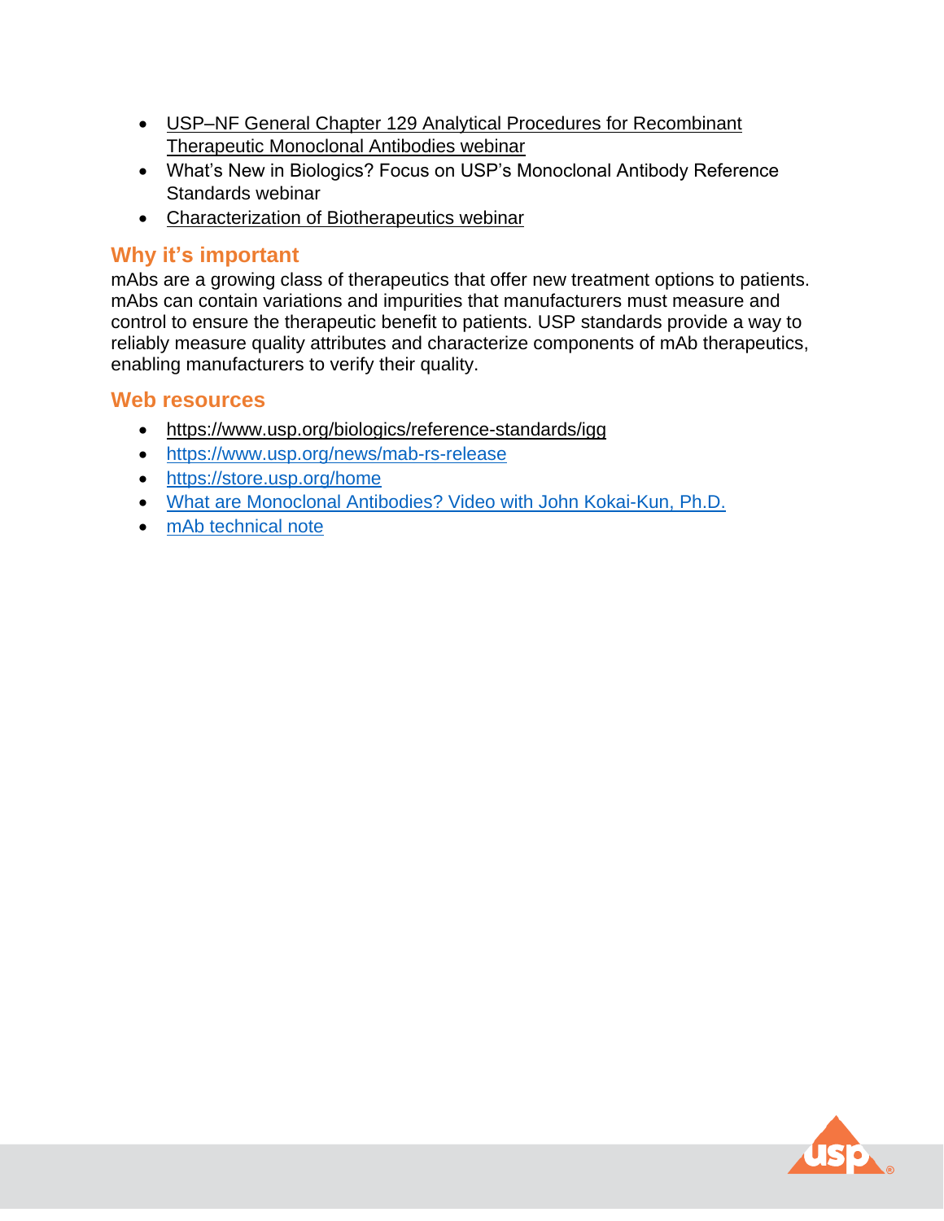- USP–NF General Chapter 129 Analytical Procedures for Recombinant Therapeutic Monoclonal Antibodies webinar
- What's New in Biologics? Focus on USP's Monoclonal Antibody Reference Standards webinar
- Characterization of Biotherapeutics webinar

## Why it's important

mAbs are a growing class of therapeutics that offer new treatment options to patients. mAbs can contain variations and impurities that manufacturers must measure and control to ensure the therapeutic benefit to patients. USP standards provide a way to reliably measure quality attributes and characterize components of mAb therapeutics, enabling manufacturers to verify their quality.

## Web resources

- https://www.usp.org/biologics/reference-standards/igg
- https://www.usp.org/news/mab-rs-release
- https://store.usp.org/home
- What are Monoclonal Antibodies? Video with John Kokai-Kun, Ph.D.
- mAb technical note